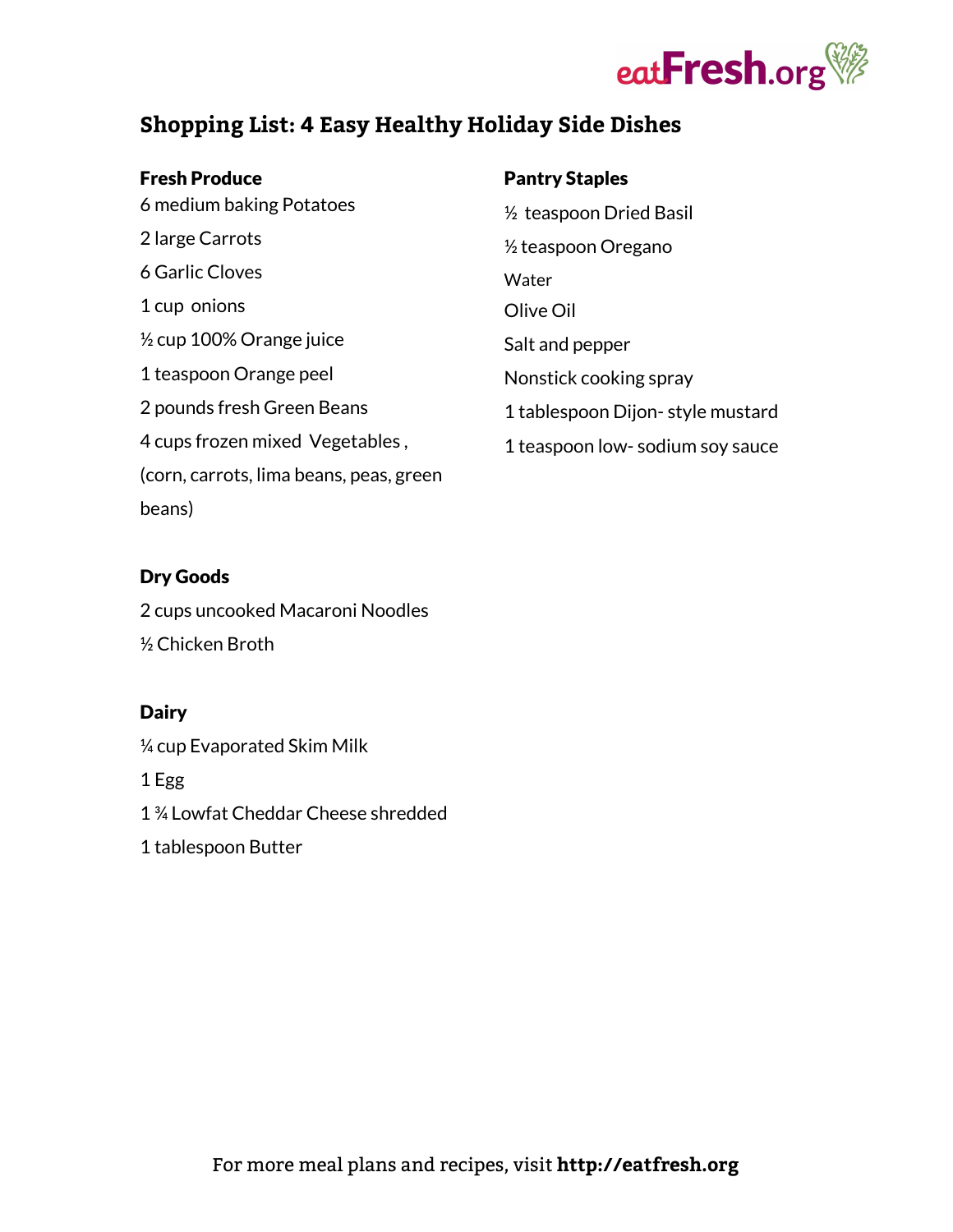# Shopping List: 4 Easy Healthy Holiday Side Dishes

**Fresh Produce**

6 medium baking Potatoes

2 large Carrots

6 Garlic Cloves

1 cup onions

½ cup 100% Orange juice

1 teaspoon Orange peel

2 pounds fresh Green Beans

4 cups frozen mixed Vegetables , (corn, carrots, lima beans, peas, green beans)

**Dry Goods**

2 cups uncooked Macaroni Noodles

½ Chicken Broth

**Dairy**

¼ cup Evaporated Skim Milk

1 Egg

1 ¾ Lowfat Cheddar Cheese shredded

1 tablespoon Butter

**Pantry Staples**

½ teaspoon Dried Basil

½ teaspoon Oregano

Water

Olive Oil

Salt and pepper

Nonstick cooking spray

1 tablespoon Dijon- style mustard

1 teaspoon low- sodium soy sauce

For more meal plans and recipes, visit **http://eatfresh.org**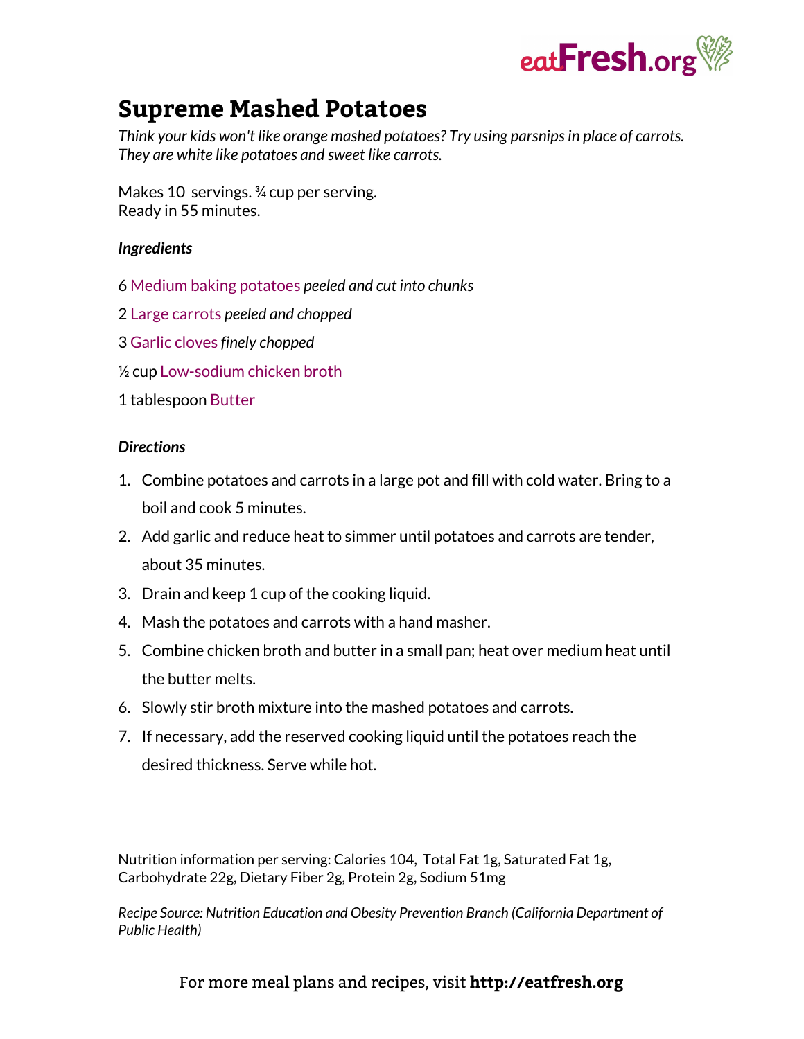# Supreme Mashed Potatoes

*Think your kids won't like orange mashed potatoes? Try using parsnips in place of carrots. They are white like potatoes and sweet like carrots.*

Makes 10 servings. ¾ cup per serving.
Ready in 55 minutes.

***Ingredients***

6 Medium baking potatoes *peeled and cut into chunks*

2 Large carrots *peeled and chopped*

3 Garlic cloves *finely chopped*

½ cup Low-sodium chicken broth

1 tablespoon Butter

***Directions***

1. Combine potatoes and carrots in a large pot and fill with cold water. Bring to a boil and cook 5 minutes.
2. Add garlic and reduce heat to simmer until potatoes and carrots are tender, about 35 minutes.
3. Drain and keep 1 cup of the cooking liquid.
4. Mash the potatoes and carrots with a hand masher.
5. Combine chicken broth and butter in a small pan; heat over medium heat until the butter melts.
6. Slowly stir broth mixture into the mashed potatoes and carrots.
7. If necessary, add the reserved cooking liquid until the potatoes reach the desired thickness. Serve while hot.

Nutrition information per serving: Calories 104, Total Fat 1g, Saturated Fat 1g, Carbohydrate 22g, Dietary Fiber 2g, Protein 2g, Sodium 51mg

*Recipe Source: Nutrition Education and Obesity Prevention Branch (California Department of Public Health)*

For more meal plans and recipes, visit **http://eatfresh.org**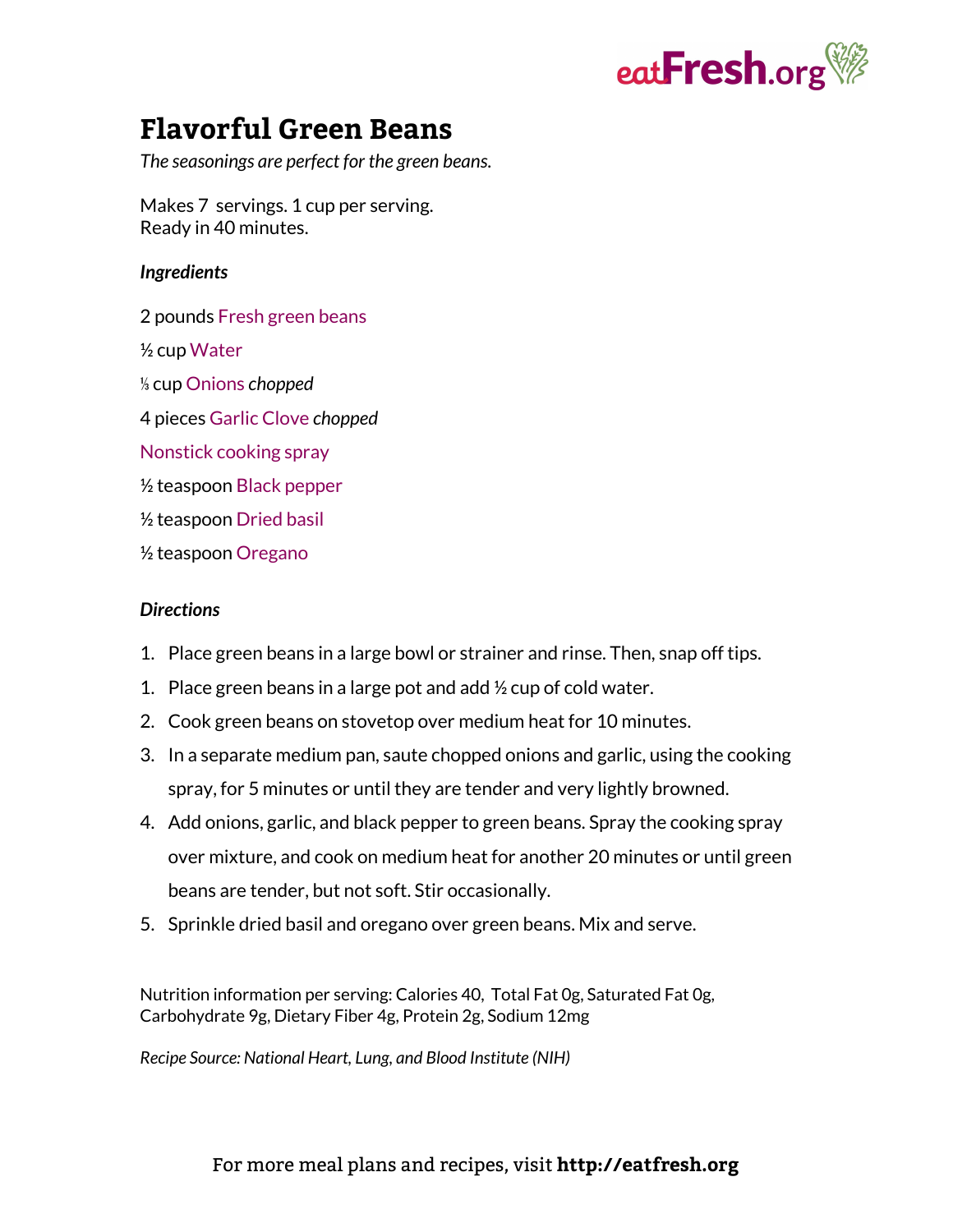# Flavorful Green Beans

*The seasonings are perfect for the green beans.*

Makes 7 servings. 1 cup per serving.
Ready in 40 minutes.

### *Ingredients*

2 pounds Fresh green beans

½ cup Water

⅓ cup Onions *chopped*

4 pieces Garlic Clove *chopped*

Nonstick cooking spray

½ teaspoon Black pepper

½ teaspoon Dried basil

½ teaspoon Oregano

### *Directions*

1. Place green beans in a large bowl or strainer and rinse. Then, snap off tips.
1. Place green beans in a large pot and add ½ cup of cold water.
2. Cook green beans on stovetop over medium heat for 10 minutes.
3. In a separate medium pan, saute chopped onions and garlic, using the cooking spray, for 5 minutes or until they are tender and very lightly browned.
4. Add onions, garlic, and black pepper to green beans. Spray the cooking spray over mixture, and cook on medium heat for another 20 minutes or until green beans are tender, but not soft. Stir occasionally.
5. Sprinkle dried basil and oregano over green beans. Mix and serve.

Nutrition information per serving: Calories 40, Total Fat 0g, Saturated Fat 0g, Carbohydrate 9g, Dietary Fiber 4g, Protein 2g, Sodium 12mg

*Recipe Source: National Heart, Lung, and Blood Institute (NIH)*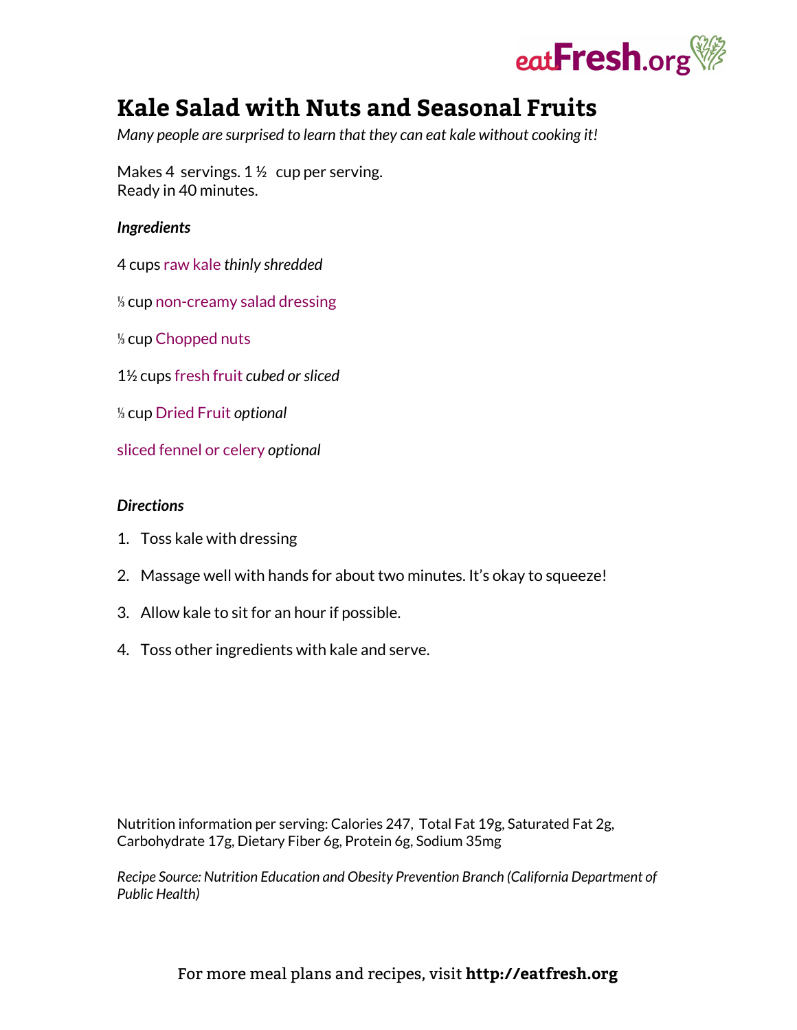# Kale Salad with Nuts and Seasonal Fruits

*Many people are surprised to learn that they can eat kale without cooking it!*

Makes 4 servings. 1 ½ cup per serving.
Ready in 40 minutes.

***Ingredients***

4 cups raw kale *thinly shredded*

⅓ cup non-creamy salad dressing

⅓ cup Chopped nuts

1½ cups fresh fruit *cubed or sliced*

⅓ cup Dried Fruit *optional*

sliced fennel or celery *optional*

***Directions***

1. Toss kale with dressing
2. Massage well with hands for about two minutes. It's okay to squeeze!
3. Allow kale to sit for an hour if possible.
4. Toss other ingredients with kale and serve.

Nutrition information per serving: Calories 247, Total Fat 19g, Saturated Fat 2g, Carbohydrate 17g, Dietary Fiber 6g, Protein 6g, Sodium 35mg

*Recipe Source: Nutrition Education and Obesity Prevention Branch (California Department of Public Health)*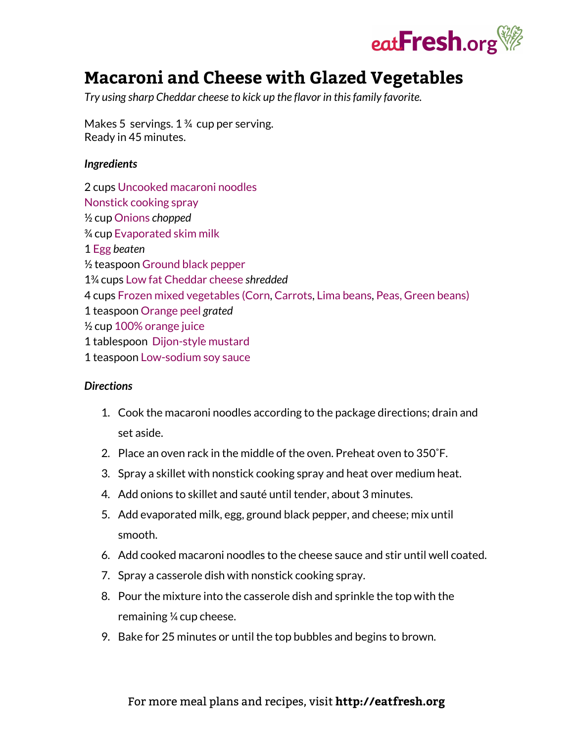# Macaroni and Cheese with Glazed Vegetables

*Try using sharp Cheddar cheese to kick up the flavor in this family favorite.*

Makes 5 servings. 1 ¾ cup per serving.
Ready in 45 minutes.

***Ingredients***

2 cups Uncooked macaroni noodles
Nonstick cooking spray
½ cup Onions *chopped*
¾ cup Evaporated skim milk
1 Egg *beaten*
½ teaspoon Ground black pepper
1¾ cups Low fat Cheddar cheese *shredded*
4 cups Frozen mixed vegetables (Corn, Carrots, Lima beans, Peas, Green beans)
1 teaspoon Orange peel *grated*
½ cup 100% orange juice
1 tablespoon Dijon-style mustard
1 teaspoon Low-sodium soy sauce

***Directions***

1. Cook the macaroni noodles according to the package directions; drain and set aside.
2. Place an oven rack in the middle of the oven. Preheat oven to 350˚F.
3. Spray a skillet with nonstick cooking spray and heat over medium heat.
4. Add onions to skillet and sauté until tender, about 3 minutes.
5. Add evaporated milk, egg, ground black pepper, and cheese; mix until smooth.
6. Add cooked macaroni noodles to the cheese sauce and stir until well coated.
7. Spray a casserole dish with nonstick cooking spray.
8. Pour the mixture into the casserole dish and sprinkle the top with the remaining ¼ cup cheese.
9. Bake for 25 minutes or until the top bubbles and begins to brown.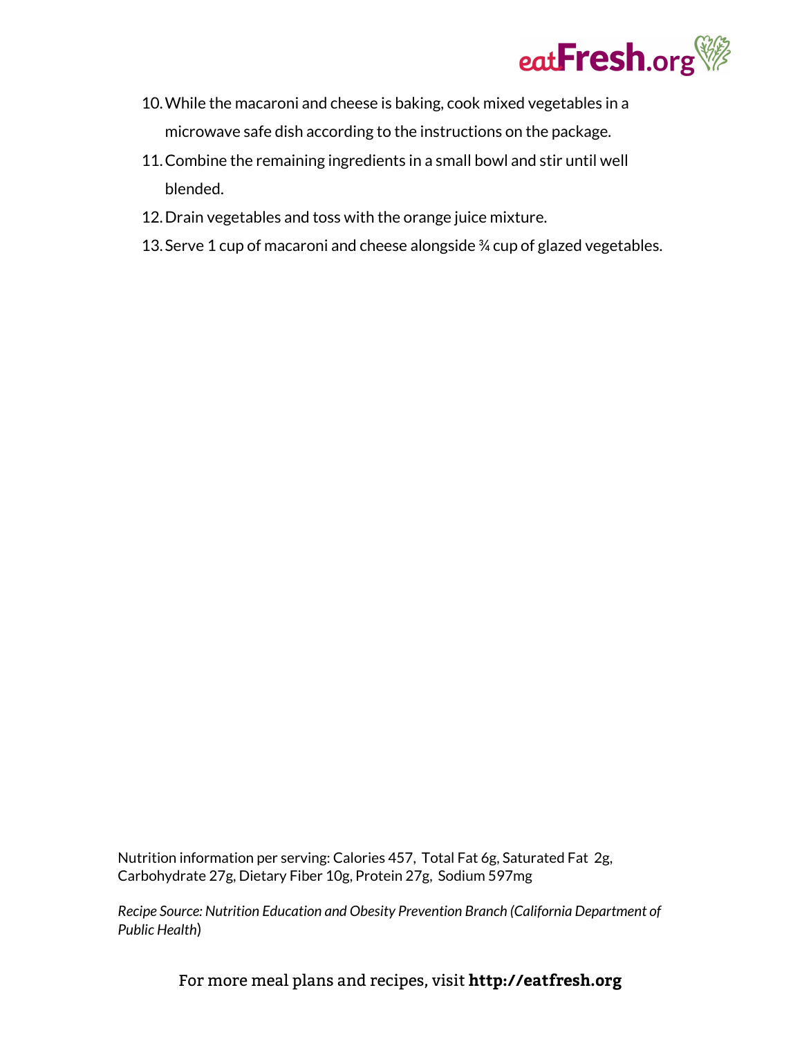10. While the macaroni and cheese is baking, cook mixed vegetables in a microwave safe dish according to the instructions on the package.
11. Combine the remaining ingredients in a small bowl and stir until well blended.
12. Drain vegetables and toss with the orange juice mixture.
13. Serve 1 cup of macaroni and cheese alongside ¾ cup of glazed vegetables.

Nutrition information per serving: Calories 457, Total Fat 6g, Saturated Fat 2g, Carbohydrate 27g, Dietary Fiber 10g, Protein 27g, Sodium 597mg

*Recipe Source: Nutrition Education and Obesity Prevention Branch (California Department of Public Health)*

For more meal plans and recipes, visit **http://eatfresh.org**